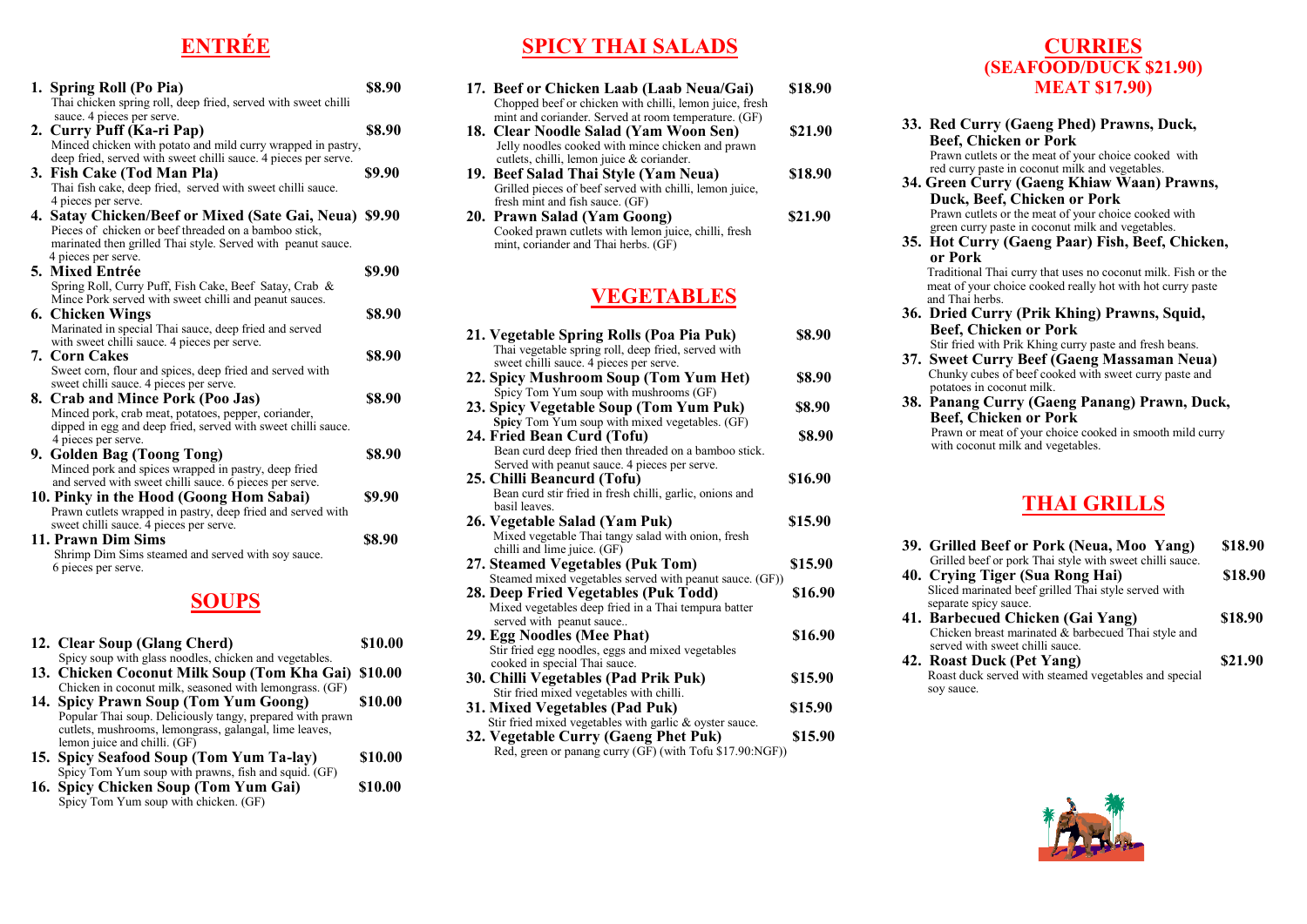## ENTRÉE

**1. Spring Roll (Po Pia)** **$8.90**
Thai chicken spring roll, deep fried, served with sweet chilli sauce. 4 pieces per serve.

**2. Curry Puff (Ka-ri Pap)** **$8.90**
Minced chicken with potato and mild curry wrapped in pastry, deep fried, served with sweet chilli sauce. 4 pieces per serve.

**3. Fish Cake (Tod Man Pla)** **$9.90**
Thai fish cake, deep fried, served with sweet chilli sauce. 4 pieces per serve.

**4. Satay Chicken/Beef or Mixed (Sate Gai, Neua)** **$9.90**
Pieces of chicken or beef threaded on a bamboo stick, marinated then grilled Thai style. Served with peanut sauce. 4 pieces per serve.

**5. Mixed Entrée** **$9.90**
Spring Roll, Curry Puff, Fish Cake, Beef Satay, Crab & Mince Pork served with sweet chilli and peanut sauces.

**6. Chicken Wings** **$8.90**
Marinated in special Thai sauce, deep fried and served with sweet chilli sauce. 4 pieces per serve.

**7. Corn Cakes** **$8.90**
Sweet corn, flour and spices, deep fried and served with sweet chilli sauce. 4 pieces per serve.

**8. Crab and Mince Pork (Poo Jas)** **$8.90**
Minced pork, crab meat, potatoes, pepper, coriander, dipped in egg and deep fried, served with sweet chilli sauce. 4 pieces per serve.

**9. Golden Bag (Toong Tong)** **$8.90**
Minced pork and spices wrapped in pastry, deep fried and served with sweet chilli sauce. 6 pieces per serve.

**10. Pinky in the Hood (Goong Hom Sabai)** **$9.90**
Prawn cutlets wrapped in pastry, deep fried and served with sweet chilli sauce. 4 pieces per serve.

**11. Prawn Dim Sims** **$8.90**
Shrimp Dim Sims steamed and served with soy sauce. 6 pieces per serve.

## SOUPS

**12. Clear Soup (Glang Cherd)** **$10.00**
Spicy soup with glass noodles, chicken and vegetables.

**13. Chicken Coconut Milk Soup (Tom Kha Gai)** **$10.00**
Chicken in coconut milk, seasoned with lemongrass. (GF)

**14. Spicy Prawn Soup (Tom Yum Goong)** **$10.00**
Popular Thai soup. Deliciously tangy, prepared with prawn cutlets, mushrooms, lemongrass, galangal, lime leaves, lemon juice and chilli. (GF)

**15. Spicy Seafood Soup (Tom Yum Ta-lay)** **$10.00**
Spicy Tom Yum soup with prawns, fish and squid. (GF)

**16. Spicy Chicken Soup (Tom Yum Gai)** **$10.00**
Spicy Tom Yum soup with chicken. (GF)

## SPICY THAI SALADS

**17. Beef or Chicken Laab (Laab Neua/Gai)** **$18.90**
Chopped beef or chicken with chilli, lemon juice, fresh mint and coriander. Served at room temperature. (GF)

**18. Clear Noodle Salad (Yam Woon Sen)** **$21.90**
Jelly noodles cooked with mince chicken and prawn cutlets, chilli, lemon juice & coriander.

**19. Beef Salad Thai Style (Yam Neua)** **$18.90**
Grilled pieces of beef served with chilli, lemon juice, fresh mint and fish sauce. (GF)

**20. Prawn Salad (Yam Goong)** **$21.90**
Cooked prawn cutlets with lemon juice, chilli, fresh mint, coriander and Thai herbs. (GF)

## VEGETABLES

**21. Vegetable Spring Rolls (Poa Pia Puk)** **$8.90**
Thai vegetable spring roll, deep fried, served with sweet chilli sauce. 4 pieces per serve.

**22. Spicy Mushroom Soup (Tom Yum Het)** **$8.90**
Spicy Tom Yum soup with mushrooms (GF)

**23. Spicy Vegetable Soup (Tom Yum Puk)** **$8.90**
**Spicy** Tom Yum soup with mixed vegetables. (GF)

**24. Fried Bean Curd (Tofu)** **$8.90**
Bean curd deep fried then threaded on a bamboo stick. Served with peanut sauce. 4 pieces per serve.

**25. Chilli Beancurd (Tofu)** **$16.90**
Bean curd stir fried in fresh chilli, garlic, onions and basil leaves.

**26. Vegetable Salad (Yam Puk)** **$15.90**
Mixed vegetable Thai tangy salad with onion, fresh chilli and lime juice. (GF)

**27. Steamed Vegetables (Puk Tom)** **$15.90**
Steamed mixed vegetables served with peanut sauce. (GF))

**28. Deep Fried Vegetables (Puk Todd)** **$16.90**
Mixed vegetables deep fried in a Thai tempura batter served with peanut sauce..

**29. Egg Noodles (Mee Phat)** **$16.90**
Stir fried egg noodles, eggs and mixed vegetables cooked in special Thai sauce.

**30. Chilli Vegetables (Pad Prik Puk)** **$15.90**
Stir fried mixed vegetables with chilli.

**31. Mixed Vegetables (Pad Puk)** **$15.90**
Stir fried mixed vegetables with garlic & oyster sauce.

**32. Vegetable Curry (Gaeng Phet Puk)** **$15.90**
Red, green or panang curry (GF) (with Tofu $17.90:NGF))

## CURRIES
## (SEAFOOD/DUCK $21.90)
## MEAT $17.90)

**33. Red Curry (Gaeng Phed) Prawns, Duck, Beef, Chicken or Pork**
Prawn cutlets or the meat of your choice cooked with red curry paste in coconut milk and vegetables.

**34. Green Curry (Gaeng Khiaw Waan) Prawns, Duck, Beef, Chicken or Pork**
Prawn cutlets or the meat of your choice cooked with green curry paste in coconut milk and vegetables.

**35. Hot Curry (Gaeng Paar) Fish, Beef, Chicken, or Pork**
Traditional Thai curry that uses no coconut milk. Fish or the meat of your choice cooked really hot with hot curry paste and Thai herbs.

**36. Dried Curry (Prik Khing) Prawns, Squid, Beef, Chicken or Pork**
Stir fried with Prik Khing curry paste and fresh beans.

**37. Sweet Curry Beef (Gaeng Massaman Neua)**
Chunky cubes of beef cooked with sweet curry paste and potatoes in coconut milk.

**38. Panang Curry (Gaeng Panang) Prawn, Duck, Beef, Chicken or Pork**
Prawn or meat of your choice cooked in smooth mild curry with coconut milk and vegetables.

## THAI GRILLS

**39. Grilled Beef or Pork (Neua, Moo Yang)** **$18.90**
Grilled beef or pork Thai style with sweet chilli sauce.

**40. Crying Tiger (Sua Rong Hai)** **$18.90**
Sliced marinated beef grilled Thai style served with separate spicy sauce.

**41. Barbecued Chicken (Gai Yang)** **$18.90**
Chicken breast marinated & barbecued Thai style and served with sweet chilli sauce.

**42. Roast Duck (Pet Yang)** **$21.90**
Roast duck served with steamed vegetables and special soy sauce.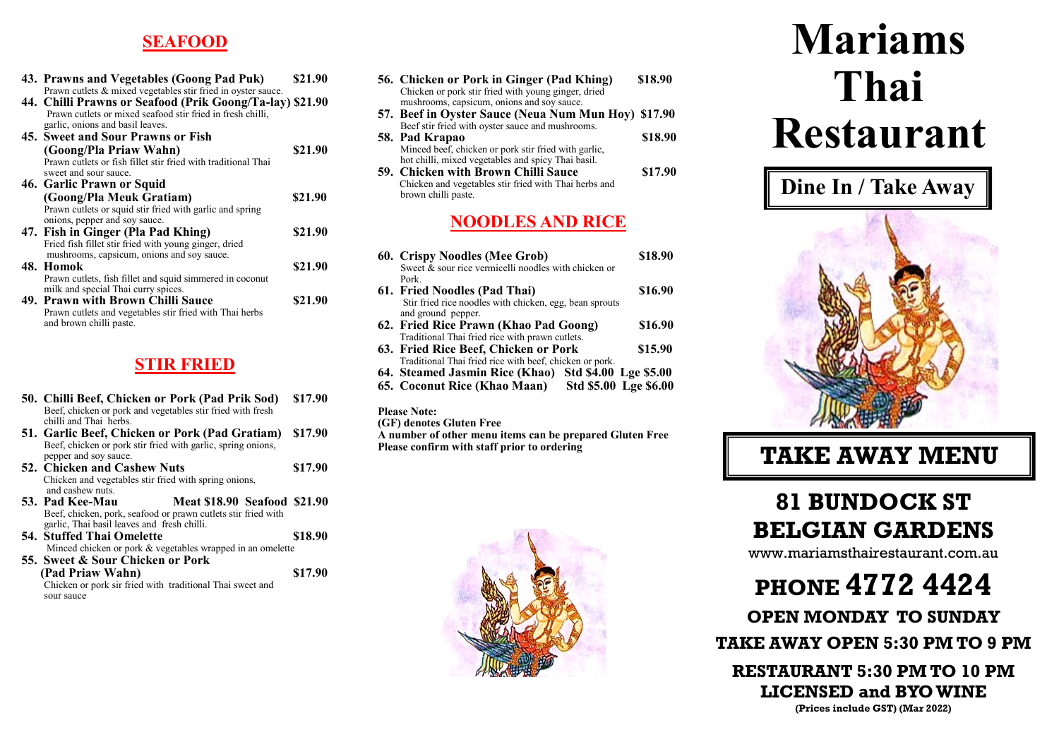## SEAFOOD

**43. Prawns and Vegetables (Goong Pad Puk)** **$21.90**
Prawn cutlets & mixed vegetables stir fried in oyster sauce.

**44. Chilli Prawns or Seafood (Prik Goong/Ta-lay)** **$21.90**
Prawn cutlets or mixed seafood stir fried in fresh chilli, garlic, onions and basil leaves.

**45. Sweet and Sour Prawns or Fish (Goong/Pla Priaw Wahn)** **$21.90**
Prawn cutlets or fish fillet stir fried with traditional Thai sweet and sour sauce.

**46. Garlic Prawn or Squid (Goong/Pla Meuk Gratiam)** **$21.90**
Prawn cutlets or squid stir fried with garlic and spring onions, pepper and soy sauce.

**47. Fish in Ginger (Pla Pad Khing)** **$21.90**
Fried fish fillet stir fried with young ginger, dried mushrooms, capsicum, onions and soy sauce.

**48. Homok** **$21.90**
Prawn cutlets, fish fillet and squid simmered in coconut milk and special Thai curry spices.

**49. Prawn with Brown Chilli Sauce** **$21.90**
Prawn cutlets and vegetables stir fried with Thai herbs and brown chilli paste.

## STIR FRIED

**50. Chilli Beef, Chicken or Pork (Pad Prik Sod)** **$17.90**
Beef, chicken or pork and vegetables stir fried with fresh chilli and Thai herbs.

**51. Garlic Beef, Chicken or Pork (Pad Gratiam)** **$17.90**
Beef, chicken or pork stir fried with garlic, spring onions, pepper and soy sauce.

**52. Chicken and Cashew Nuts** **$17.90**
Chicken and vegetables stir fried with spring onions, and cashew nuts.

**53. Pad Kee-Mau** **Meat $18.90 Seafood $21.90**
Beef, chicken, pork, seafood or prawn cutlets stir fried with garlic, Thai basil leaves and fresh chilli.

**54. Stuffed Thai Omelette** **$18.90**
Minced chicken or pork & vegetables wrapped in an omelette

**55. Sweet & Sour Chicken or Pork (Pad Priaw Wahn)** **$17.90**
Chicken or pork sir fried with traditional Thai sweet and sour sauce

**56. Chicken or Pork in Ginger (Pad Khing)** **$18.90**
Chicken or pork stir fried with young ginger, dried mushrooms, capsicum, onions and soy sauce.

**57. Beef in Oyster Sauce (Neua Num Mun Hoy)** **$17.90**
Beef stir fried with oyster sauce and mushrooms.

**58. Pad Krapao** **$18.90**
Minced beef, chicken or pork stir fried with garlic, hot chilli, mixed vegetables and spicy Thai basil.

**59. Chicken with Brown Chilli Sauce** **$17.90**
Chicken and vegetables stir fried with Thai herbs and brown chilli paste.

## NOODLES AND RICE

**60. Crispy Noodles (Mee Grob)** **$18.90**
Sweet & sour rice vermicelli noodles with chicken or Pork.

**61. Fried Noodles (Pad Thai)** **$16.90**
Stir fried rice noodles with chicken, egg, bean sprouts and ground pepper.

**62. Fried Rice Prawn (Khao Pad Goong)** **$16.90**
Traditional Thai fried rice with prawn cutlets.

**63. Fried Rice Beef, Chicken or Pork** **$15.90**
Traditional Thai fried rice with beef, chicken or pork.

**64. Steamed Jasmin Rice (Khao)** **Std $4.00 Lge $5.00**

**65. Coconut Rice (Khao Maan)** **Std $5.00 Lge $6.00**

**Please Note:**
**(GF) denotes Gluten Free**
**A number of other menu items can be prepared Gluten Free**
**Please confirm with staff prior to ordering**

# Mariams Thai Restaurant

## Dine In / Take Away

## TAKE AWAY MENU

## 81 BUNDOCK ST BELGIAN GARDENS

www.mariamsthairestaurant.com.au

## PHONE 4772 4424

**OPEN MONDAY TO SUNDAY**

**TAKE AWAY OPEN 5:30 PM TO 9 PM**

**RESTAURANT 5:30 PM TO 10 PM**

**LICENSED and BYO WINE**

**(Prices include GST) (Mar 2022)**